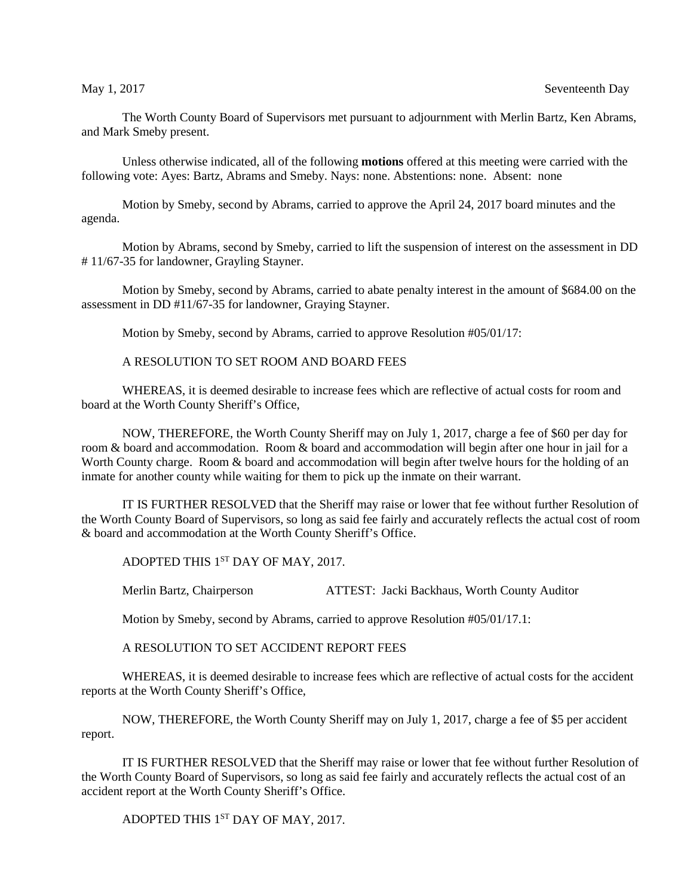May 1, 2017 Seventeenth Day

The Worth County Board of Supervisors met pursuant to adjournment with Merlin Bartz, Ken Abrams, and Mark Smeby present.

Unless otherwise indicated, all of the following **motions** offered at this meeting were carried with the following vote: Ayes: Bartz, Abrams and Smeby. Nays: none. Abstentions: none. Absent: none

Motion by Smeby, second by Abrams, carried to approve the April 24, 2017 board minutes and the agenda.

Motion by Abrams, second by Smeby, carried to lift the suspension of interest on the assessment in DD # 11/67-35 for landowner, Grayling Stayner.

Motion by Smeby, second by Abrams, carried to abate penalty interest in the amount of $684.00 on the assessment in DD #11/67-35 for landowner, Graying Stayner.

Motion by Smeby, second by Abrams, carried to approve Resolution #05/01/17:

A RESOLUTION TO SET ROOM AND BOARD FEES

WHEREAS, it is deemed desirable to increase fees which are reflective of actual costs for room and board at the Worth County Sheriff's Office,

NOW, THEREFORE, the Worth County Sheriff may on July 1, 2017, charge a fee of $60 per day for room & board and accommodation. Room & board and accommodation will begin after one hour in jail for a Worth County charge. Room & board and accommodation will begin after twelve hours for the holding of an inmate for another county while waiting for them to pick up the inmate on their warrant.

IT IS FURTHER RESOLVED that the Sheriff may raise or lower that fee without further Resolution of the Worth County Board of Supervisors, so long as said fee fairly and accurately reflects the actual cost of room & board and accommodation at the Worth County Sheriff's Office.

ADOPTED THIS 1ST DAY OF MAY, 2017.

Merlin Bartz, Chairperson ATTEST: Jacki Backhaus, Worth County Auditor

Motion by Smeby, second by Abrams, carried to approve Resolution #05/01/17.1:

A RESOLUTION TO SET ACCIDENT REPORT FEES

WHEREAS, it is deemed desirable to increase fees which are reflective of actual costs for the accident reports at the Worth County Sheriff's Office,

NOW, THEREFORE, the Worth County Sheriff may on July 1, 2017, charge a fee of $5 per accident report.

IT IS FURTHER RESOLVED that the Sheriff may raise or lower that fee without further Resolution of the Worth County Board of Supervisors, so long as said fee fairly and accurately reflects the actual cost of an accident report at the Worth County Sheriff's Office.

ADOPTED THIS 1ST DAY OF MAY, 2017.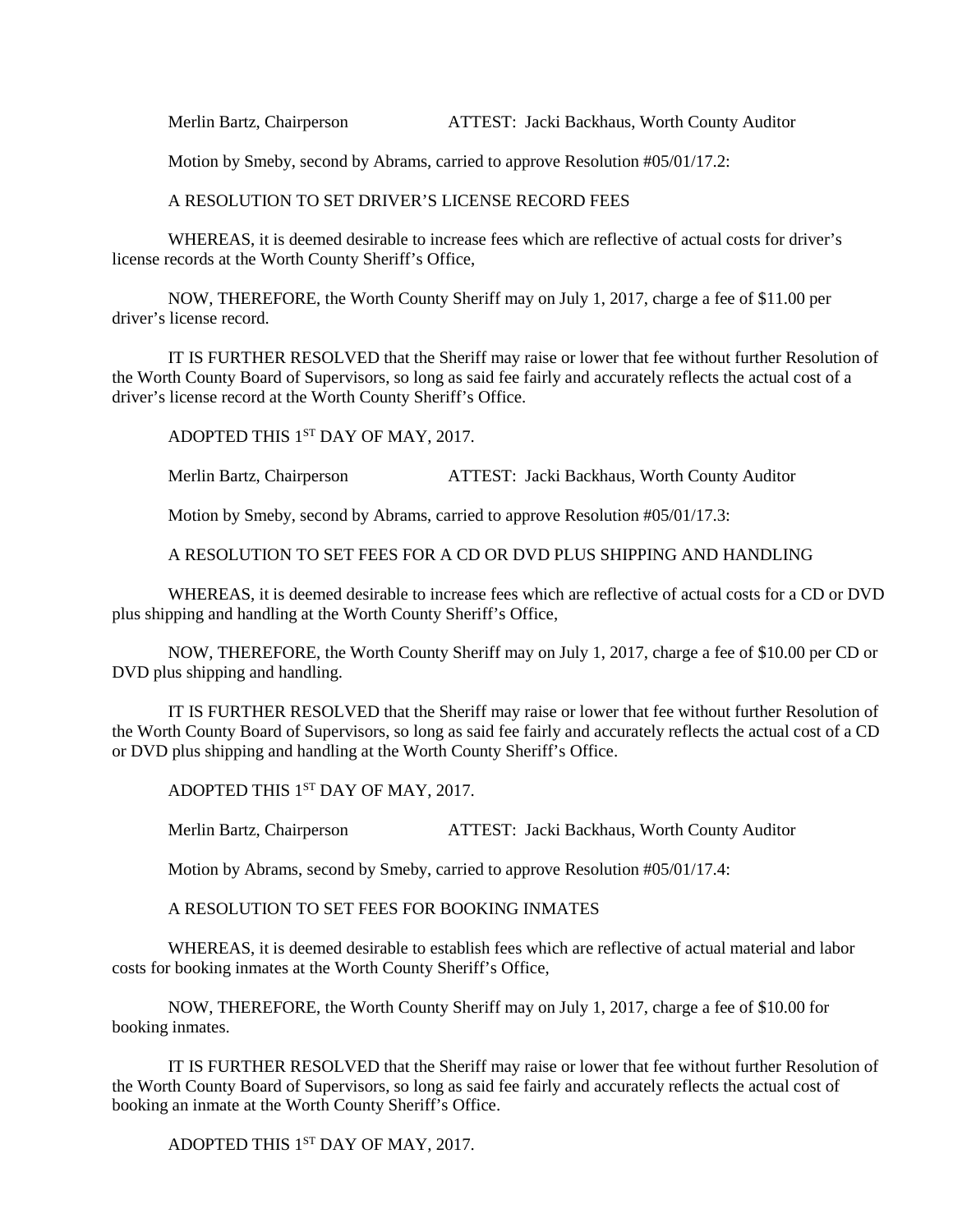Merlin Bartz, Chairperson ATTEST: Jacki Backhaus, Worth County Auditor

Motion by Smeby, second by Abrams, carried to approve Resolution #05/01/17.2:

A RESOLUTION TO SET DRIVER'S LICENSE RECORD FEES

WHEREAS, it is deemed desirable to increase fees which are reflective of actual costs for driver's license records at the Worth County Sheriff's Office,

NOW, THEREFORE, the Worth County Sheriff may on July 1, 2017, charge a fee of $11.00 per driver's license record.

IT IS FURTHER RESOLVED that the Sheriff may raise or lower that fee without further Resolution of the Worth County Board of Supervisors, so long as said fee fairly and accurately reflects the actual cost of a driver's license record at the Worth County Sheriff's Office.

ADOPTED THIS 1ST DAY OF MAY, 2017.

Merlin Bartz, Chairperson ATTEST: Jacki Backhaus, Worth County Auditor

Motion by Smeby, second by Abrams, carried to approve Resolution #05/01/17.3:

A RESOLUTION TO SET FEES FOR A CD OR DVD PLUS SHIPPING AND HANDLING

WHEREAS, it is deemed desirable to increase fees which are reflective of actual costs for a CD or DVD plus shipping and handling at the Worth County Sheriff's Office,

NOW, THEREFORE, the Worth County Sheriff may on July 1, 2017, charge a fee of $10.00 per CD or DVD plus shipping and handling.

IT IS FURTHER RESOLVED that the Sheriff may raise or lower that fee without further Resolution of the Worth County Board of Supervisors, so long as said fee fairly and accurately reflects the actual cost of a CD or DVD plus shipping and handling at the Worth County Sheriff's Office.

ADOPTED THIS 1ST DAY OF MAY, 2017.

Merlin Bartz, Chairperson ATTEST: Jacki Backhaus, Worth County Auditor

Motion by Abrams, second by Smeby, carried to approve Resolution #05/01/17.4:

A RESOLUTION TO SET FEES FOR BOOKING INMATES

WHEREAS, it is deemed desirable to establish fees which are reflective of actual material and labor costs for booking inmates at the Worth County Sheriff's Office,

NOW, THEREFORE, the Worth County Sheriff may on July 1, 2017, charge a fee of $10.00 for booking inmates.

IT IS FURTHER RESOLVED that the Sheriff may raise or lower that fee without further Resolution of the Worth County Board of Supervisors, so long as said fee fairly and accurately reflects the actual cost of booking an inmate at the Worth County Sheriff's Office.

ADOPTED THIS 1ST DAY OF MAY, 2017.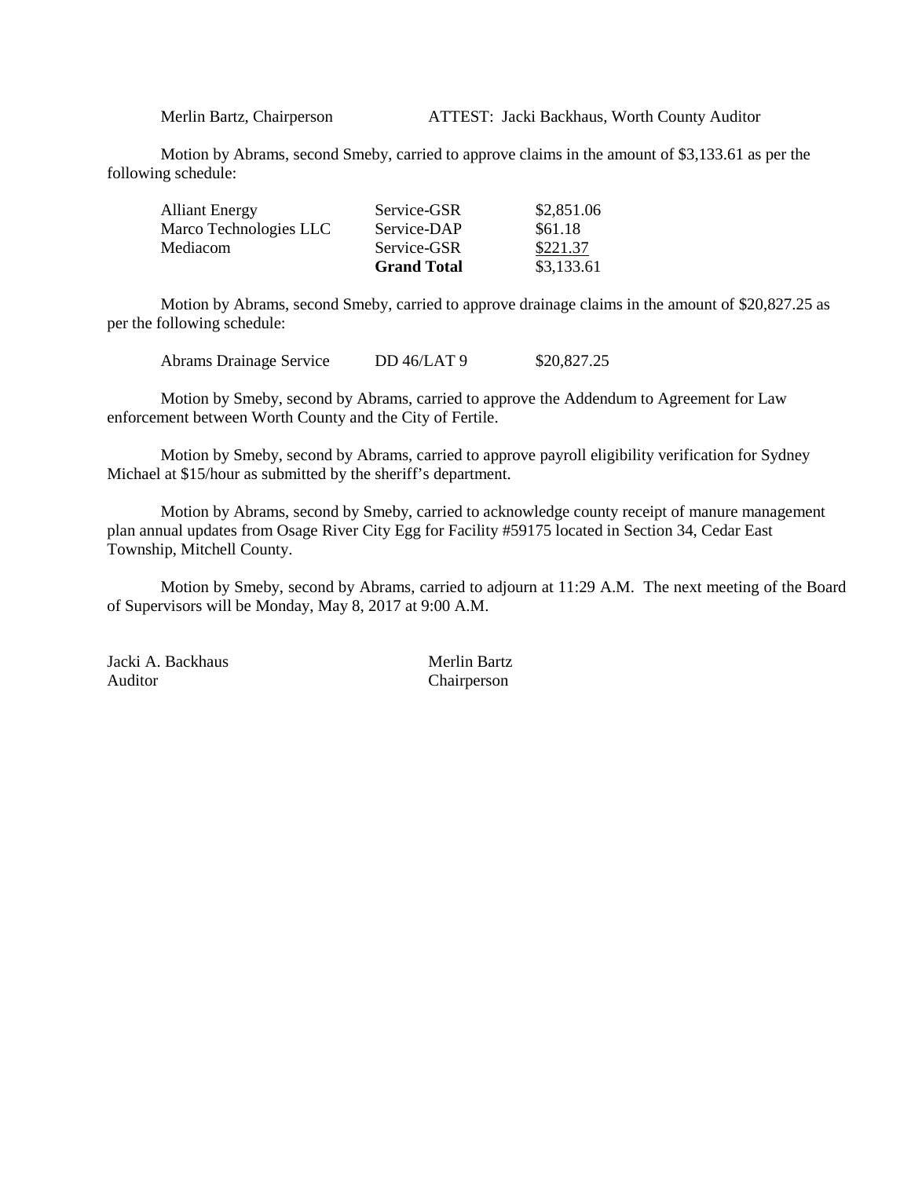Merlin Bartz, Chairperson ATTEST: Jacki Backhaus, Worth County Auditor

Motion by Abrams, second Smeby, carried to approve claims in the amount of $3,133.61 as per the following schedule:

| | | |
|---|---|---|
| Alliant Energy | Service-GSR | $2,851.06 |
| Marco Technologies LLC | Service-DAP | $61.18 |
| Mediacom | Service-GSR | $221.37 |
| | **Grand Total** | $3,133.61 |

Motion by Abrams, second Smeby, carried to approve drainage claims in the amount of $20,827.25 as per the following schedule:

| | | |
|---|---|---|
| Abrams Drainage Service | DD 46/LAT 9 | $20,827.25 |

Motion by Smeby, second by Abrams, carried to approve the Addendum to Agreement for Law enforcement between Worth County and the City of Fertile.

Motion by Smeby, second by Abrams, carried to approve payroll eligibility verification for Sydney Michael at $15/hour as submitted by the sheriff's department.

Motion by Abrams, second by Smeby, carried to acknowledge county receipt of manure management plan annual updates from Osage River City Egg for Facility #59175 located in Section 34, Cedar East Township, Mitchell County.

Motion by Smeby, second by Abrams, carried to adjourn at 11:29 A.M. The next meeting of the Board of Supervisors will be Monday, May 8, 2017 at 9:00 A.M.

Jacki A. Backhaus
Auditor

Merlin Bartz
Chairperson